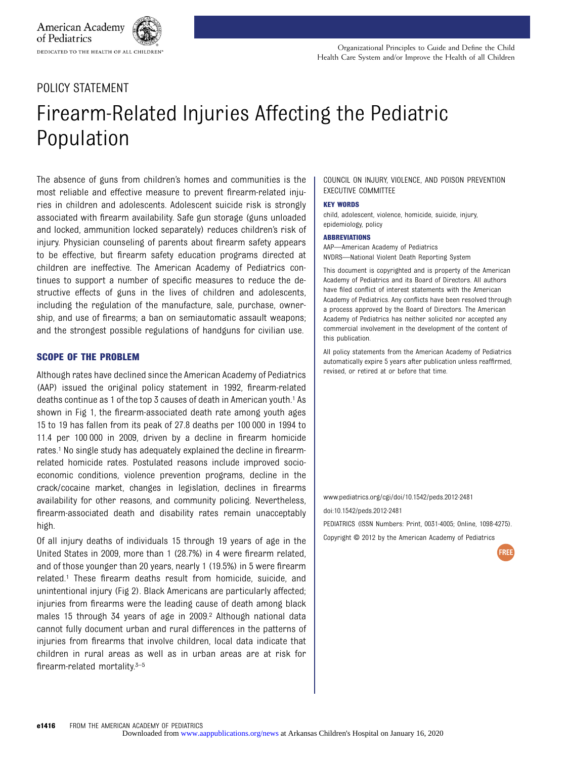American Academy of Pediatrics

DEDICATED TO THE HEALTH OF ALL CHILDREN®

Organizational Principles to Guide and Define the Child Health Care System and/or Improve the Health of all Children

POLICY STATEMENT

# Firearm-Related Injuries Affecting the Pediatric Population

The absence of guns from children's homes and communities is the most reliable and effective measure to prevent firearm-related injuries in children and adolescents. Adolescent suicide risk is strongly associated with firearm availability. Safe gun storage (guns unloaded and locked, ammunition locked separately) reduces children's risk of injury. Physician counseling of parents about firearm safety appears to be effective, but firearm safety education programs directed at children are ineffective. The American Academy of Pediatrics continues to support a number of specific measures to reduce the destructive effects of guns in the lives of children and adolescents, including the regulation of the manufacture, sale, purchase, ownership, and use of firearms; a ban on semiautomatic assault weapons; and the strongest possible regulations of handguns for civilian use.

COUNCIL ON INJURY, VIOLENCE, AND POISON PREVENTION EXECUTIVE COMMITTEE

**KEY WORDS**

child, adolescent, violence, homicide, suicide, injury, epidemiology, policy

**ABBREVIATIONS**

AAP—American Academy of Pediatrics

NVDRS—National Violent Death Reporting System

This document is copyrighted and is property of the American Academy of Pediatrics and its Board of Directors. All authors have filed conflict of interest statements with the American Academy of Pediatrics. Any conflicts have been resolved through a process approved by the Board of Directors. The American Academy of Pediatrics has neither solicited nor accepted any commercial involvement in the development of the content of this publication.

All policy statements from the American Academy of Pediatrics automatically expire 5 years after publication unless reaffirmed, revised, or retired at or before that time.

www.pediatrics.org/cgi/doi/10.1542/peds.2012-2481

doi:10.1542/peds.2012-2481

PEDIATRICS (ISSN Numbers: Print, 0031-4005; Online, 1098-4275).

Copyright © 2012 by the American Academy of Pediatrics

## SCOPE OF THE PROBLEM

Although rates have declined since the American Academy of Pediatrics (AAP) issued the original policy statement in 1992, firearm-related deaths continue as 1 of the top 3 causes of death in American youth.[1] As shown in Fig 1, the firearm-associated death rate among youth ages 15 to 19 has fallen from its peak of 27.8 deaths per 100 000 in 1994 to 11.4 per 100 000 in 2009, driven by a decline in firearm homicide rates.[1] No single study has adequately explained the decline in firearm-related homicide rates. Postulated reasons include improved socioeconomic conditions, violence prevention programs, decline in the crack/cocaine market, changes in legislation, declines in firearms availability for other reasons, and community policing. Nevertheless, firearm-associated death and disability rates remain unacceptably high.

Of all injury deaths of individuals 15 through 19 years of age in the United States in 2009, more than 1 (28.7%) in 4 were firearm related, and of those younger than 20 years, nearly 1 (19.5%) in 5 were firearm related.[1] These firearm deaths result from homicide, suicide, and unintentional injury (Fig 2). Black Americans are particularly affected; injuries from firearms were the leading cause of death among black males 15 through 34 years of age in 2009.[2] Although national data cannot fully document urban and rural differences in the patterns of injuries from firearms that involve children, local data indicate that children in rural areas as well as in urban areas are at risk for firearm-related mortality.[3–5]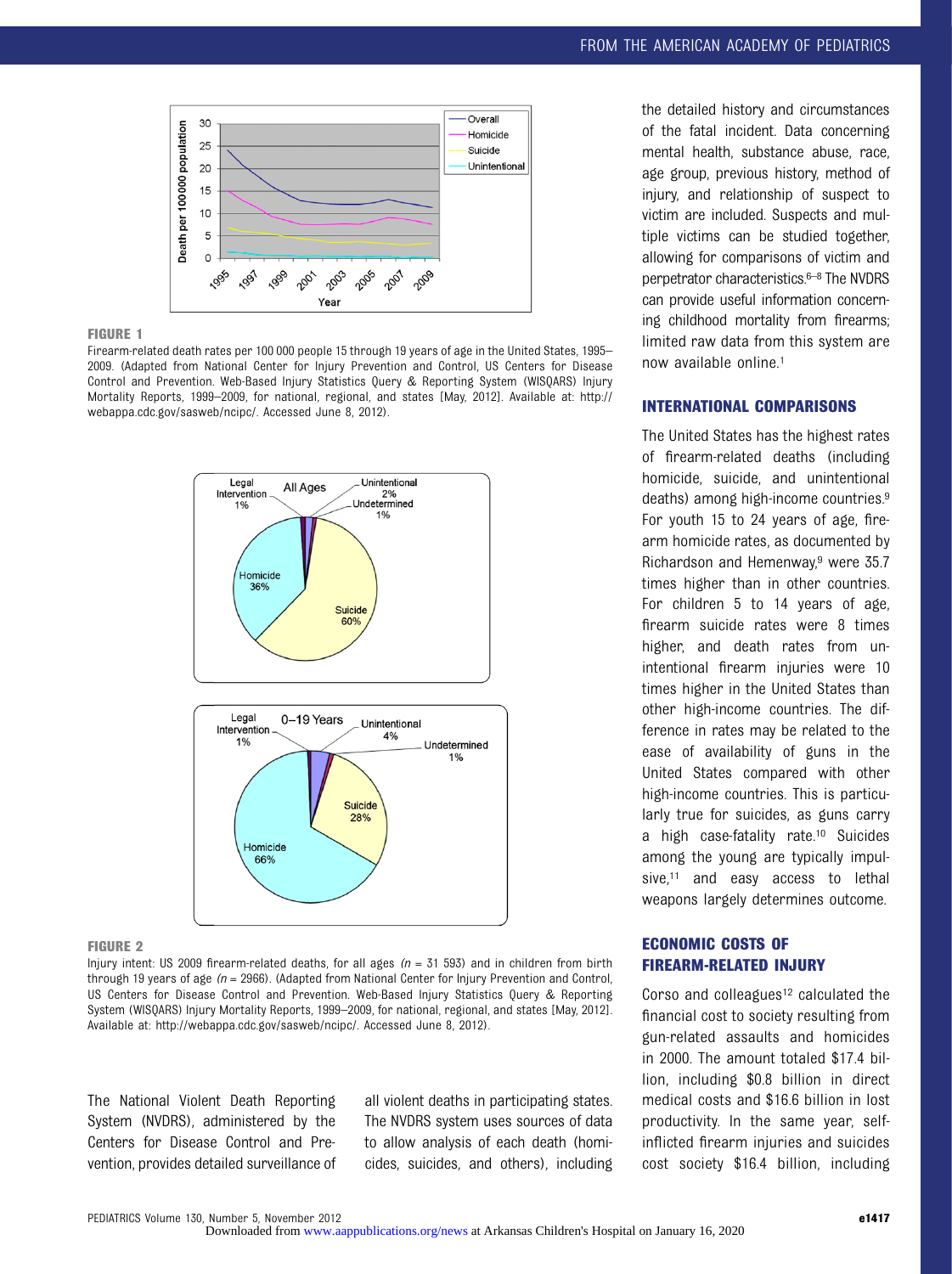**FIGURE 1**

Firearm-related death rates per 100 000 people 15 through 19 years of age in the United States, 1995–2009. (Adapted from National Center for Injury Prevention and Control, US Centers for Disease Control and Prevention. Web-Based Injury Statistics Query & Reporting System (WISQARS) Injury Mortality Reports, 1999–2009, for national, regional, and states [May, 2012]. Available at: http://webappa.cdc.gov/sasweb/ncipc/. Accessed June 8, 2012).

**FIGURE 2**

Injury intent: US 2009 firearm-related deaths, for all ages ($n$ = 31 593) and in children from birth through 19 years of age ($n$ = 2966). (Adapted from National Center for Injury Prevention and Control, US Centers for Disease Control and Prevention. Web-Based Injury Statistics Query & Reporting System (WISQARS) Injury Mortality Reports, 1999–2009, for national, regional, and states [May, 2012]. Available at: http://webappa.cdc.gov/sasweb/ncipc/. Accessed June 8, 2012).

The National Violent Death Reporting System (NVDRS), administered by the Centers for Disease Control and Prevention, provides detailed surveillance of all violent deaths in participating states. The NVDRS system uses sources of data to allow analysis of each death (homicides, suicides, and others), including the detailed history and circumstances of the fatal incident. Data concerning mental health, substance abuse, race, age group, previous history, method of injury, and relationship of suspect to victim are included. Suspects and multiple victims can be studied together, allowing for comparisons of victim and perpetrator characteristics.[6–8] The NVDRS can provide useful information concerning childhood mortality from firearms; limited raw data from this system are now available online.[1]

## INTERNATIONAL COMPARISONS

The United States has the highest rates of firearm-related deaths (including homicide, suicide, and unintentional deaths) among high-income countries.[9] For youth 15 to 24 years of age, firearm homicide rates, as documented by Richardson and Hemenway,[9] were 35.7 times higher than in other countries. For children 5 to 14 years of age, firearm suicide rates were 8 times higher, and death rates from unintentional firearm injuries were 10 times higher in the United States than other high-income countries. The difference in rates may be related to the ease of availability of guns in the United States compared with other high-income countries. This is particularly true for suicides, as guns carry a high case-fatality rate.[10] Suicides among the young are typically impulsive,[11] and easy access to lethal weapons largely determines outcome.

## ECONOMIC COSTS OF FIREARM-RELATED INJURY

Corso and colleagues[12] calculated the financial cost to society resulting from gun-related assaults and homicides in 2000. The amount totaled $17.4 billion, including $0.8 billion in direct medical costs and $16.6 billion in lost productivity. In the same year, self-inflicted firearm injuries and suicides cost society $16.4 billion, including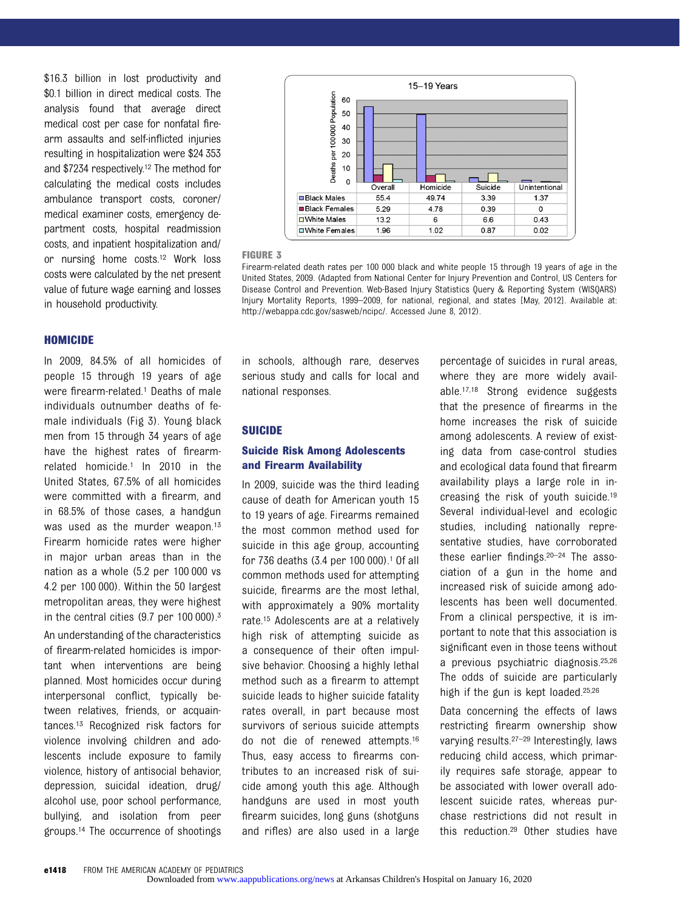$16.3 billion in lost productivity and $0.1 billion in direct medical costs. The analysis found that average direct medical cost per case for nonfatal firearm assaults and self-inflicted injuries resulting in hospitalization were $24 353 and $7234 respectively.[12] The method for calculating the medical costs includes ambulance transport costs, coroner/medical examiner costs, emergency department costs, hospital readmission costs, and inpatient hospitalization and/or nursing home costs.[12] Work loss costs were calculated by the net present value of future wage earning and losses in household productivity.

15–19 Years

| | Overall | Homicide | Suicide | Unintentional |
|---|---|---|---|---|
| Black Males | 55.4 | 49.74 | 3.39 | 1.37 |
| Black Females | 5.29 | 4.78 | 0.39 | 0 |
| White Males | 13.2 | 6 | 6.6 | 0.43 |
| White Females | 1.96 | 1.02 | 0.87 | 0.02 |

**FIGURE 3**

Firearm-related death rates per 100 000 black and white people 15 through 19 years of age in the United States, 2009. (Adapted from National Center for Injury Prevention and Control, US Centers for Disease Control and Prevention. Web-Based Injury Statistics Query & Reporting System (WISQARS) Injury Mortality Reports, 1999–2009, for national, regional, and states [May, 2012]. Available at: http://webappa.cdc.gov/sasweb/ncipc/. Accessed June 8, 2012).

## HOMICIDE

In 2009, 84.5% of all homicides of people 15 through 19 years of age were firearm-related.[1] Deaths of male individuals outnumber deaths of female individuals (Fig 3). Young black men from 15 through 34 years of age have the highest rates of firearm-related homicide.[1] In 2010 in the United States, 67.5% of all homicides were committed with a firearm, and in 68.5% of those cases, a handgun was used as the murder weapon.[13] Firearm homicide rates were higher in major urban areas than in the nation as a whole (5.2 per 100 000 vs 4.2 per 100 000). Within the 50 largest metropolitan areas, they were highest in the central cities (9.7 per 100 000).[3]

An understanding of the characteristics of firearm-related homicides is important when interventions are being planned. Most homicides occur during interpersonal conflict, typically between relatives, friends, or acquaintances.[13] Recognized risk factors for violence involving children and adolescents include exposure to family violence, history of antisocial behavior, depression, suicidal ideation, drug/alcohol use, poor school performance, bullying, and isolation from peer groups.[14] The occurrence of shootings in schools, although rare, deserves serious study and calls for local and national responses.

## SUICIDE

### Suicide Risk Among Adolescents and Firearm Availability

In 2009, suicide was the third leading cause of death for American youth 15 to 19 years of age. Firearms remained the most common method used for suicide in this age group, accounting for 736 deaths (3.4 per 100 000).[1] Of all common methods used for attempting suicide, firearms are the most lethal, with approximately a 90% mortality rate.[15] Adolescents are at a relatively high risk of attempting suicide as a consequence of their often impulsive behavior. Choosing a highly lethal method such as a firearm to attempt suicide leads to higher suicide fatality rates overall, in part because most survivors of serious suicide attempts do not die of renewed attempts.[16] Thus, easy access to firearms contributes to an increased risk of suicide among youth this age. Although handguns are used in most youth firearm suicides, long guns (shotguns and rifles) are also used in a large percentage of suicides in rural areas, where they are more widely available.[17,18] Strong evidence suggests that the presence of firearms in the home increases the risk of suicide among adolescents. A review of existing data from case-control studies and ecological data found that firearm availability plays a large role in increasing the risk of youth suicide.[19] Several individual-level and ecologic studies, including nationally representative studies, have corroborated these earlier findings.[20–24] The association of a gun in the home and increased risk of suicide among adolescents has been well documented. From a clinical perspective, it is important to note that this association is significant even in those teens without a previous psychiatric diagnosis.[25,26] The odds of suicide are particularly high if the gun is kept loaded.[25,26]

Data concerning the effects of laws restricting firearm ownership show varying results.[27–29] Interestingly, laws reducing child access, which primarily requires safe storage, appear to be associated with lower overall adolescent suicide rates, whereas purchase restrictions did not result in this reduction.[29] Other studies have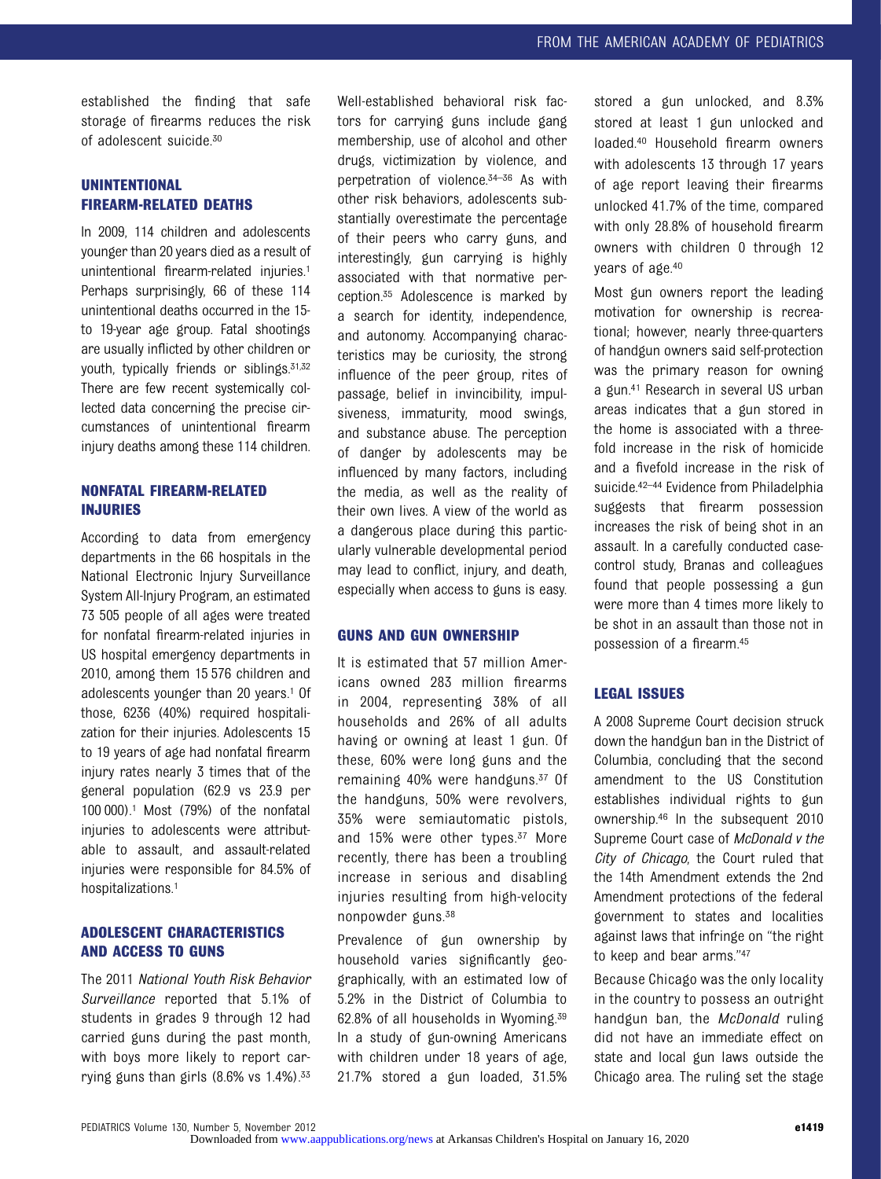established the finding that safe storage of firearms reduces the risk of adolescent suicide.[30]

## UNINTENTIONAL FIREARM-RELATED DEATHS

In 2009, 114 children and adolescents younger than 20 years died as a result of unintentional firearm-related injuries.[1] Perhaps surprisingly, 66 of these 114 unintentional deaths occurred in the 15- to 19-year age group. Fatal shootings are usually inflicted by other children or youth, typically friends or siblings.[31,32] There are few recent systemically collected data concerning the precise circumstances of unintentional firearm injury deaths among these 114 children.

## NONFATAL FIREARM-RELATED INJURIES

According to data from emergency departments in the 66 hospitals in the National Electronic Injury Surveillance System All-Injury Program, an estimated 73 505 people of all ages were treated for nonfatal firearm-related injuries in US hospital emergency departments in 2010, among them 15 576 children and adolescents younger than 20 years.[1] Of those, 6236 (40%) required hospitalization for their injuries. Adolescents 15 to 19 years of age had nonfatal firearm injury rates nearly 3 times that of the general population (62.9 vs 23.9 per 100 000).[1] Most (79%) of the nonfatal injuries to adolescents were attributable to assault, and assault-related injuries were responsible for 84.5% of hospitalizations.[1]

## ADOLESCENT CHARACTERISTICS AND ACCESS TO GUNS

The 2011 *National Youth Risk Behavior Surveillance* reported that 5.1% of students in grades 9 through 12 had carried guns during the past month, with boys more likely to report carrying guns than girls (8.6% vs 1.4%).[33] Well-established behavioral risk factors for carrying guns include gang membership, use of alcohol and other drugs, victimization by violence, and perpetration of violence.[34–36] As with other risk behaviors, adolescents substantially overestimate the percentage of their peers who carry guns, and interestingly, gun carrying is highly associated with that normative perception.[35] Adolescence is marked by a search for identity, independence, and autonomy. Accompanying characteristics may be curiosity, the strong influence of the peer group, rites of passage, belief in invincibility, impulsiveness, immaturity, mood swings, and substance abuse. The perception of danger by adolescents may be influenced by many factors, including the media, as well as the reality of their own lives. A view of the world as a dangerous place during this particularly vulnerable developmental period may lead to conflict, injury, and death, especially when access to guns is easy.

## GUNS AND GUN OWNERSHIP

It is estimated that 57 million Americans owned 283 million firearms in 2004, representing 38% of all households and 26% of all adults having or owning at least 1 gun. Of these, 60% were long guns and the remaining 40% were handguns.[37] Of the handguns, 50% were revolvers, 35% were semiautomatic pistols, and 15% were other types.[37] More recently, there has been a troubling increase in serious and disabling injuries resulting from high-velocity nonpowder guns.[38]

Prevalence of gun ownership by household varies significantly geographically, with an estimated low of 5.2% in the District of Columbia to 62.8% of all households in Wyoming.[39] In a study of gun-owning Americans with children under 18 years of age, 21.7% stored a gun loaded, 31.5% stored a gun unlocked, and 8.3% stored at least 1 gun unlocked and loaded.[40] Household firearm owners with adolescents 13 through 17 years of age report leaving their firearms unlocked 41.7% of the time, compared with only 28.8% of household firearm owners with children 0 through 12 years of age.[40]

Most gun owners report the leading motivation for ownership is recreational; however, nearly three-quarters of handgun owners said self-protection was the primary reason for owning a gun.[41] Research in several US urban areas indicates that a gun stored in the home is associated with a threefold increase in the risk of homicide and a fivefold increase in the risk of suicide.[42–44] Evidence from Philadelphia suggests that firearm possession increases the risk of being shot in an assault. In a carefully conducted case-control study, Branas and colleagues found that people possessing a gun were more than 4 times more likely to be shot in an assault than those not in possession of a firearm.[45]

## LEGAL ISSUES

A 2008 Supreme Court decision struck down the handgun ban in the District of Columbia, concluding that the second amendment to the US Constitution establishes individual rights to gun ownership.[46] In the subsequent 2010 Supreme Court case of *McDonald v the City of Chicago*, the Court ruled that the 14th Amendment extends the 2nd Amendment protections of the federal government to states and localities against laws that infringe on "the right to keep and bear arms."[47]

Because Chicago was the only locality in the country to possess an outright handgun ban, the *McDonald* ruling did not have an immediate effect on state and local gun laws outside the Chicago area. The ruling set the stage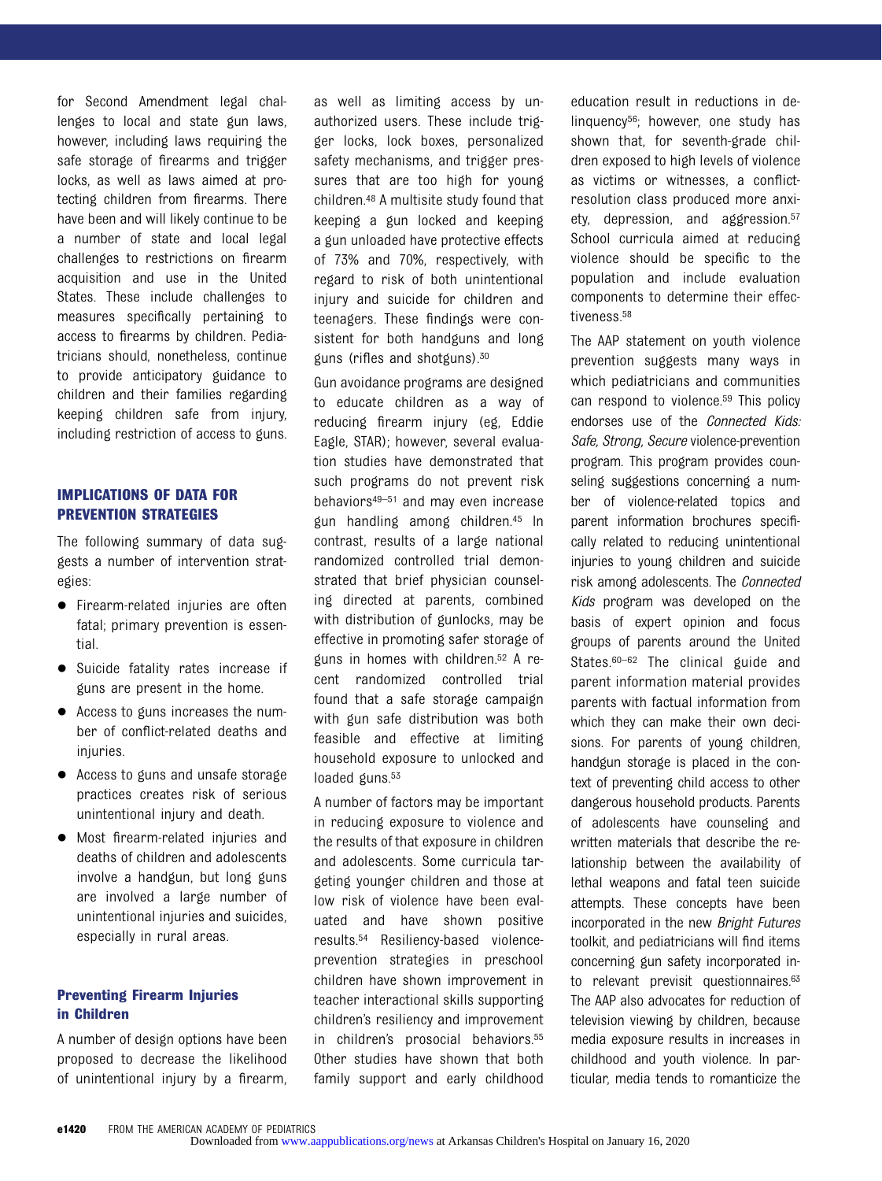for Second Amendment legal challenges to local and state gun laws, however, including laws requiring the safe storage of firearms and trigger locks, as well as laws aimed at protecting children from firearms. There have been and will likely continue to be a number of state and local legal challenges to restrictions on firearm acquisition and use in the United States. These include challenges to measures specifically pertaining to access to firearms by children. Pediatricians should, nonetheless, continue to provide anticipatory guidance to children and their families regarding keeping children safe from injury, including restriction of access to guns.

## IMPLICATIONS OF DATA FOR PREVENTION STRATEGIES

The following summary of data suggests a number of intervention strategies:

- Firearm-related injuries are often fatal; primary prevention is essential.
- Suicide fatality rates increase if guns are present in the home.
- Access to guns increases the number of conflict-related deaths and injuries.
- Access to guns and unsafe storage practices creates risk of serious unintentional injury and death.
- Most firearm-related injuries and deaths of children and adolescents involve a handgun, but long guns are involved a large number of unintentional injuries and suicides, especially in rural areas.

### Preventing Firearm Injuries in Children

A number of design options have been proposed to decrease the likelihood of unintentional injury by a firearm, as well as limiting access by unauthorized users. These include trigger locks, lock boxes, personalized safety mechanisms, and trigger pressures that are too high for young children.[48] A multisite study found that keeping a gun locked and keeping a gun unloaded have protective effects of 73% and 70%, respectively, with regard to risk of both unintentional injury and suicide for children and teenagers. These findings were consistent for both handguns and long guns (rifles and shotguns).[30]

Gun avoidance programs are designed to educate children as a way of reducing firearm injury (eg, Eddie Eagle, STAR); however, several evaluation studies have demonstrated that such programs do not prevent risk behaviors[49–51] and may even increase gun handling among children.[45] In contrast, results of a large national randomized controlled trial demonstrated that brief physician counseling directed at parents, combined with distribution of gunlocks, may be effective in promoting safer storage of guns in homes with children.[52] A recent randomized controlled trial found that a safe storage campaign with gun safe distribution was both feasible and effective at limiting household exposure to unlocked and loaded guns.[53]

A number of factors may be important in reducing exposure to violence and the results of that exposure in children and adolescents. Some curricula targeting younger children and those at low risk of violence have been evaluated and have shown positive results.[54] Resiliency-based violence-prevention strategies in preschool children have shown improvement in teacher interactional skills supporting children's resiliency and improvement in children's prosocial behaviors.[55] Other studies have shown that both family support and early childhood education result in reductions in delinquency[56]; however, one study has shown that, for seventh-grade children exposed to high levels of violence as victims or witnesses, a conflict-resolution class produced more anxiety, depression, and aggression.[57] School curricula aimed at reducing violence should be specific to the population and include evaluation components to determine their effectiveness.[58]

The AAP statement on youth violence prevention suggests many ways in which pediatricians and communities can respond to violence.[59] This policy endorses use of the *Connected Kids: Safe, Strong, Secure* violence-prevention program. This program provides counseling suggestions concerning a number of violence-related topics and parent information brochures specifically related to reducing unintentional injuries to young children and suicide risk among adolescents. The *Connected Kids* program was developed on the basis of expert opinion and focus groups of parents around the United States.[60–62] The clinical guide and parent information material provides parents with factual information from which they can make their own decisions. For parents of young children, handgun storage is placed in the context of preventing child access to other dangerous household products. Parents of adolescents have counseling and written materials that describe the relationship between the availability of lethal weapons and fatal teen suicide attempts. These concepts have been incorporated in the new *Bright Futures* toolkit, and pediatricians will find items concerning gun safety incorporated into relevant previsit questionnaires.[63] The AAP also advocates for reduction of television viewing by children, because media exposure results in increases in childhood and youth violence. In particular, media tends to romanticize the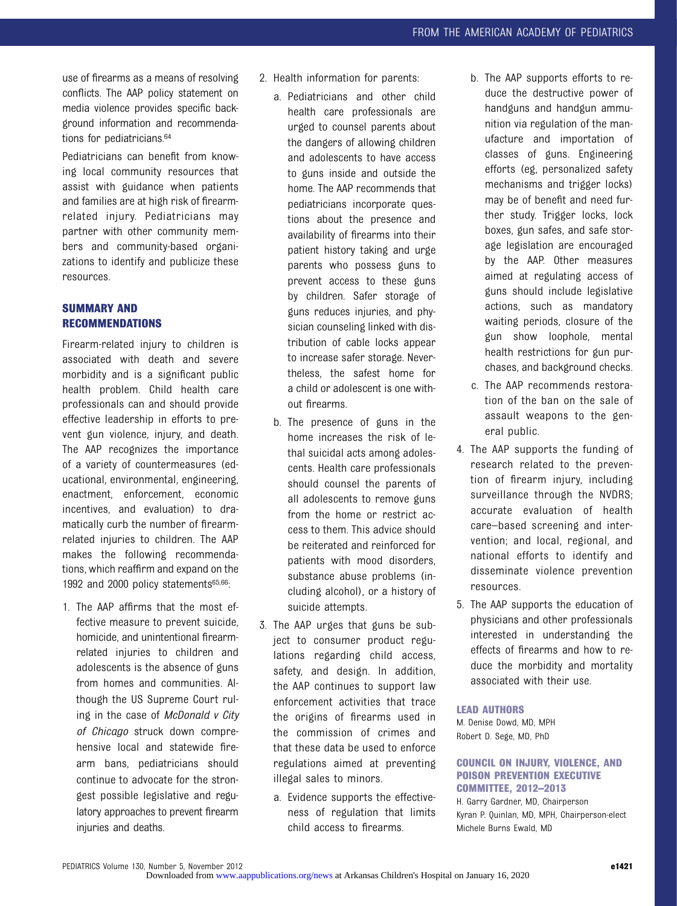use of firearms as a means of resolving conflicts. The AAP policy statement on media violence provides specific background information and recommendations for pediatricians.[64]

Pediatricians can benefit from knowing local community resources that assist with guidance when patients and families are at high risk of firearm-related injury. Pediatricians may partner with other community members and community-based organizations to identify and publicize these resources.

## SUMMARY AND RECOMMENDATIONS

Firearm-related injury to children is associated with death and severe morbidity and is a significant public health problem. Child health care professionals can and should provide effective leadership in efforts to prevent gun violence, injury, and death. The AAP recognizes the importance of a variety of countermeasures (educational, environmental, engineering, enactment, enforcement, economic incentives, and evaluation) to dramatically curb the number of firearm-related injuries to children. The AAP makes the following recommendations, which reaffirm and expand on the 1992 and 2000 policy statements[65,66]:

1. The AAP affirms that the most effective measure to prevent suicide, homicide, and unintentional firearm-related injuries to children and adolescents is the absence of guns from homes and communities. Although the US Supreme Court ruling in the case of *McDonald v City of Chicago* struck down comprehensive local and statewide firearm bans, pediatricians should continue to advocate for the strongest possible legislative and regulatory approaches to prevent firearm injuries and deaths.
2. Health information for parents:
   a. Pediatricians and other child health care professionals are urged to counsel parents about the dangers of allowing children and adolescents to have access to guns inside and outside the home. The AAP recommends that pediatricians incorporate questions about the presence and availability of firearms into their patient history taking and urge parents who possess guns to prevent access to these guns by children. Safer storage of guns reduces injuries, and physician counseling linked with distribution of cable locks appear to increase safer storage. Nevertheless, the safest home for a child or adolescent is one without firearms.
   b. The presence of guns in the home increases the risk of lethal suicidal acts among adolescents. Health care professionals should counsel the parents of all adolescents to remove guns from the home or restrict access to them. This advice should be reiterated and reinforced for patients with mood disorders, substance abuse problems (including alcohol), or a history of suicide attempts.
3. The AAP urges that guns be subject to consumer product regulations regarding child access, safety, and design. In addition, the AAP continues to support law enforcement activities that trace the origins of firearms used in the commission of crimes and that these data be used to enforce regulations aimed at preventing illegal sales to minors.
   a. Evidence supports the effectiveness of regulation that limits child access to firearms.
   b. The AAP supports efforts to reduce the destructive power of handguns and handgun ammunition via regulation of the manufacture and importation of classes of guns. Engineering efforts (eg, personalized safety mechanisms and trigger locks) may be of benefit and need further study. Trigger locks, lock boxes, gun safes, and safe storage legislation are encouraged by the AAP. Other measures aimed at regulating access of guns should include legislative actions, such as mandatory waiting periods, closure of the gun show loophole, mental health restrictions for gun purchases, and background checks.
   c. The AAP recommends restoration of the ban on the sale of assault weapons to the general public.
4. The AAP supports the funding of research related to the prevention of firearm injury, including surveillance through the NVDRS; accurate evaluation of health care–based screening and intervention; and local, regional, and national efforts to identify and disseminate violence prevention resources.
5. The AAP supports the education of physicians and other professionals interested in understanding the effects of firearms and how to reduce the morbidity and mortality associated with their use.

### LEAD AUTHORS

M. Denise Dowd, MD, MPH
Robert D. Sege, MD, PhD

### COUNCIL ON INJURY, VIOLENCE, AND POISON PREVENTION EXECUTIVE COMMITTEE, 2012–2013

H. Garry Gardner, MD, Chairperson
Kyran P. Quinlan, MD, MPH, Chairperson-elect
Michele Burns Ewald, MD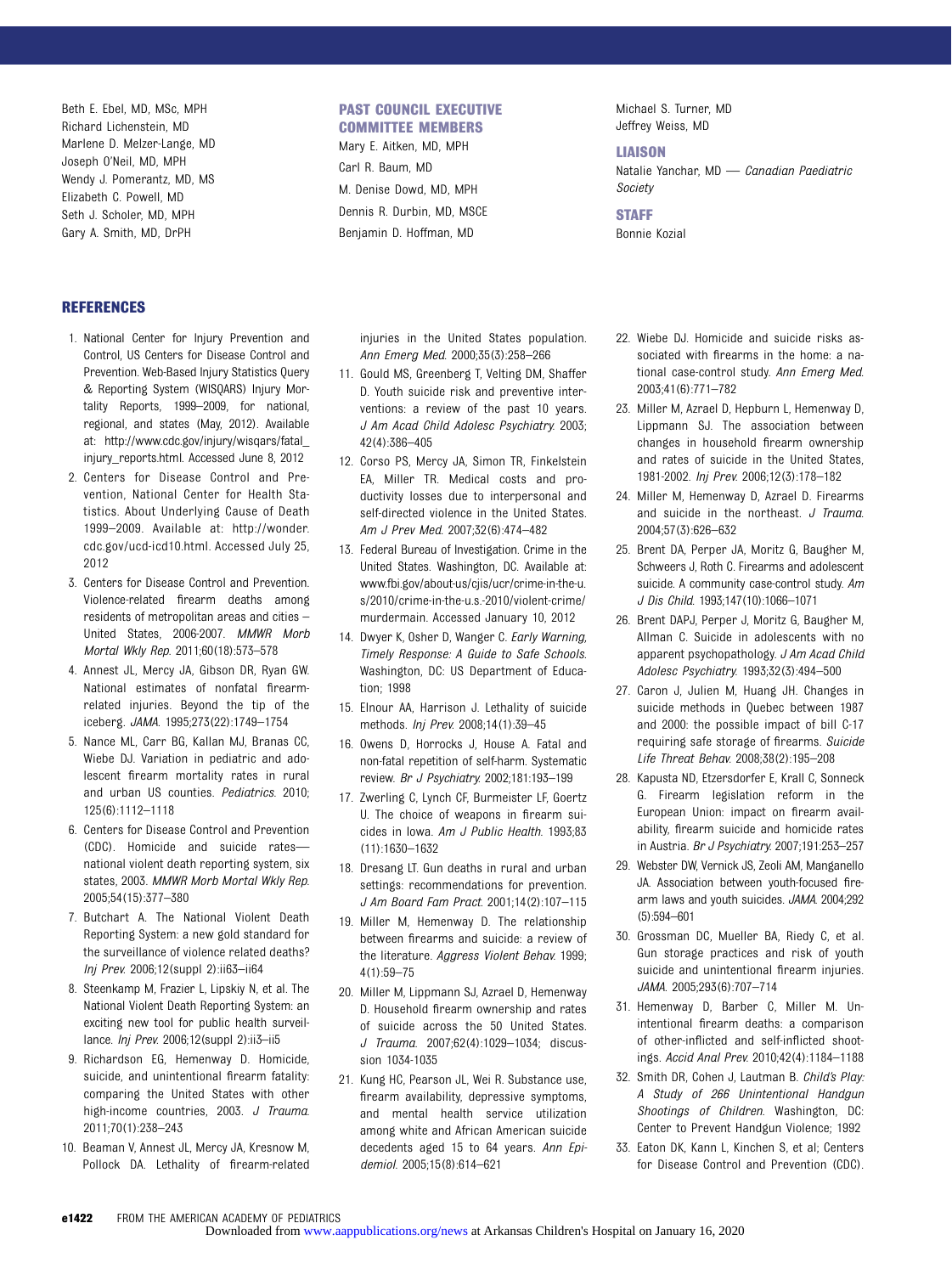Beth E. Ebel, MD, MSc, MPH
Richard Lichenstein, MD
Marlene D. Melzer-Lange, MD
Joseph O'Neil, MD, MPH
Wendy J. Pomerantz, MD, MS
Elizabeth C. Powell, MD
Seth J. Scholer, MD, MPH
Gary A. Smith, MD, DrPH

### PAST COUNCIL EXECUTIVE COMMITTEE MEMBERS

Mary E. Aitken, MD, MPH
Carl R. Baum, MD
M. Denise Dowd, MD, MPH
Dennis R. Durbin, MD, MSCE
Benjamin D. Hoffman, MD
Michael S. Turner, MD
Jeffrey Weiss, MD

### LIAISON

Natalie Yanchar, MD — *Canadian Paediatric Society*

### STAFF

Bonnie Kozial

## REFERENCES

1. National Center for Injury Prevention and Control, US Centers for Disease Control and Prevention. Web-Based Injury Statistics Query & Reporting System (WISQARS) Injury Mortality Reports, 1999–2009, for national, regional, and states (May, 2012). Available at: http://www.cdc.gov/injury/wisqars/fatal_injury_reports.html. Accessed June 8, 2012
2. Centers for Disease Control and Prevention, National Center for Health Statistics. About Underlying Cause of Death 1999–2009. Available at: http://wonder.cdc.gov/ucd-icd10.html. Accessed July 25, 2012
3. Centers for Disease Control and Prevention. Violence-related firearm deaths among residents of metropolitan areas and cities — United States, 2006-2007. *MMWR Morb Mortal Wkly Rep*. 2011;60(18):573–578
4. Annest JL, Mercy JA, Gibson DR, Ryan GW. National estimates of nonfatal firearm-related injuries. Beyond the tip of the iceberg. *JAMA*. 1995;273(22):1749–1754
5. Nance ML, Carr BG, Kallan MJ, Branas CC, Wiebe DJ. Variation in pediatric and adolescent firearm mortality rates in rural and urban US counties. *Pediatrics*. 2010;125(6):1112–1118
6. Centers for Disease Control and Prevention (CDC). Homicide and suicide rates—national violent death reporting system, six states, 2003. *MMWR Morb Mortal Wkly Rep*. 2005;54(15):377–380
7. Butchart A. The National Violent Death Reporting System: a new gold standard for the surveillance of violence related deaths? *Inj Prev*. 2006;12(suppl 2):ii63–ii64
8. Steenkamp M, Frazier L, Lipskiy N, et al. The National Violent Death Reporting System: an exciting new tool for public health surveillance. *Inj Prev*. 2006;12(suppl 2):ii3–ii5
9. Richardson EG, Hemenway D. Homicide, suicide, and unintentional firearm fatality: comparing the United States with other high-income countries, 2003. *J Trauma*. 2011;70(1):238–243
10. Beaman V, Annest JL, Mercy JA, Kresnow M, Pollock DA. Lethality of firearm-related injuries in the United States population. *Ann Emerg Med*. 2000;35(3):258–266
11. Gould MS, Greenberg T, Velting DM, Shaffer D. Youth suicide risk and preventive interventions: a review of the past 10 years. *J Am Acad Child Adolesc Psychiatry*. 2003;42(4):386–405
12. Corso PS, Mercy JA, Simon TR, Finkelstein EA, Miller TR. Medical costs and productivity losses due to interpersonal and self-directed violence in the United States. *Am J Prev Med*. 2007;32(6):474–482
13. Federal Bureau of Investigation. Crime in the United States. Washington, DC. Available at: www.fbi.gov/about-us/cjis/ucr/crime-in-the-u.s/2010/crime-in-the-u.s.-2010/violent-crime/murdermain. Accessed January 10, 2012
14. Dwyer K, Osher D, Wanger C. *Early Warning, Timely Response: A Guide to Safe Schools*. Washington, DC: US Department of Education; 1998
15. Elnour AA, Harrison J. Lethality of suicide methods. *Inj Prev*. 2008;14(1):39–45
16. Owens D, Horrocks J, House A. Fatal and non-fatal repetition of self-harm. Systematic review. *Br J Psychiatry*. 2002;181:193–199
17. Zwerling C, Lynch CF, Burmeister LF, Goertz U. The choice of weapons in firearm suicides in Iowa. *Am J Public Health*. 1993;83(11):1630–1632
18. Dresang LT. Gun deaths in rural and urban settings: recommendations for prevention. *J Am Board Fam Pract*. 2001;14(2):107–115
19. Miller M, Hemenway D. The relationship between firearms and suicide: a review of the literature. *Aggress Violent Behav*. 1999;4(1):59–75
20. Miller M, Lippmann SJ, Azrael D, Hemenway D. Household firearm ownership and rates of suicide across the 50 United States. *J Trauma*. 2007;62(4):1029–1034; discussion 1034-1035
21. Kung HC, Pearson JL, Wei R. Substance use, firearm availability, depressive symptoms, and mental health service utilization among white and African American suicide decedents aged 15 to 64 years. *Ann Epidemiol*. 2005;15(8):614–621
22. Wiebe DJ. Homicide and suicide risks associated with firearms in the home: a national case-control study. *Ann Emerg Med*. 2003;41(6):771–782
23. Miller M, Azrael D, Hepburn L, Hemenway D, Lippmann SJ. The association between changes in household firearm ownership and rates of suicide in the United States, 1981-2002. *Inj Prev*. 2006;12(3):178–182
24. Miller M, Hemenway D, Azrael D. Firearms and suicide in the northeast. *J Trauma*. 2004;57(3):626–632
25. Brent DA, Perper JA, Moritz G, Baugher M, Schweers J, Roth C. Firearms and adolescent suicide. A community case-control study. *Am J Dis Child*. 1993;147(10):1066–1071
26. Brent DAPJ, Perper J, Moritz G, Baugher M, Allman C. Suicide in adolescents with no apparent psychopathology. *J Am Acad Child Adolesc Psychiatry*. 1993;32(3):494–500
27. Caron J, Julien M, Huang JH. Changes in suicide methods in Quebec between 1987 and 2000: the possible impact of bill C-17 requiring safe storage of firearms. *Suicide Life Threat Behav*. 2008;38(2):195–208
28. Kapusta ND, Etzersdorfer E, Krall C, Sonneck G. Firearm legislation reform in the European Union: impact on firearm availability, firearm suicide and homicide rates in Austria. *Br J Psychiatry*. 2007;191:253–257
29. Webster DW, Vernick JS, Zeoli AM, Manganello JA. Association between youth-focused firearm laws and youth suicides. *JAMA*. 2004;292(5):594–601
30. Grossman DC, Mueller BA, Riedy C, et al. Gun storage practices and risk of youth suicide and unintentional firearm injuries. *JAMA*. 2005;293(6):707–714
31. Hemenway D, Barber C, Miller M. Unintentional firearm deaths: a comparison of other-inflicted and self-inflicted shootings. *Accid Anal Prev*. 2010;42(4):1184–1188
32. Smith DR, Cohen J, Lautman B. *Child's Play: A Study of 266 Unintentional Handgun Shootings of Children*. Washington, DC: Center to Prevent Handgun Violence; 1992
33. Eaton DK, Kann L, Kinchen S, et al; Centers for Disease Control and Prevention (CDC).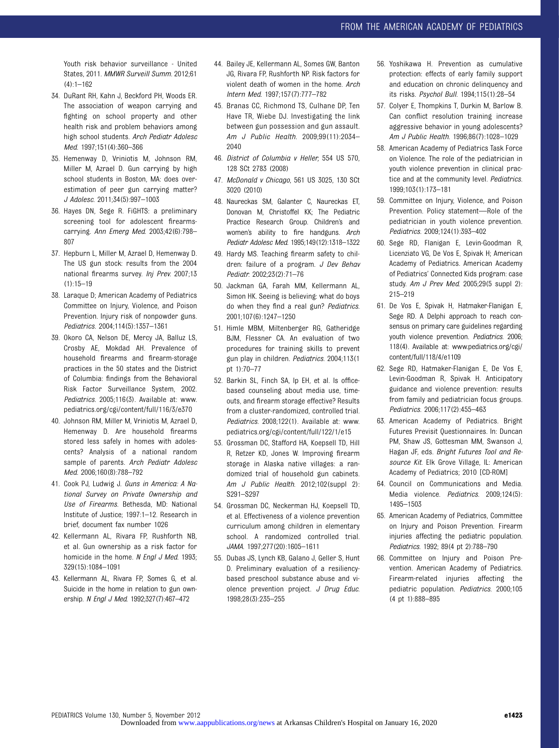Youth risk behavior surveillance - United States, 2011. *MMWR Surveill Summ*. 2012;61 (4):1–162

34. DuRant RH, Kahn J, Beckford PH, Woods ER. The association of weapon carrying and fighting on school property and other health risk and problem behaviors among high school students. *Arch Pediatr Adolesc Med*. 1997;151(4):360–366
35. Hemenway D, Vriniotis M, Johnson RM, Miller M, Azrael D. Gun carrying by high school students in Boston, MA: does overestimation of peer gun carrying matter? *J Adolesc*. 2011;34(5):997–1003
36. Hayes DN, Sege R. FiGHTS: a preliminary screening tool for adolescent firearms-carrying. *Ann Emerg Med*. 2003;42(6):798–807
37. Hepburn L, Miller M, Azrael D, Hemenway D. The US gun stock: results from the 2004 national firearms survey. *Inj Prev*. 2007;13 (1):15–19
38. Laraque D; American Academy of Pediatrics Committee on Injury, Violence, and Poison Prevention. Injury risk of nonpowder guns. *Pediatrics*. 2004;114(5):1357–1361
39. Okoro CA, Nelson DE, Mercy JA, Balluz LS, Crosby AE, Mokdad AH. Prevalence of household firearms and firearm-storage practices in the 50 states and the District of Columbia: findings from the Behavioral Risk Factor Surveillance System, 2002. *Pediatrics*. 2005;116(3). Available at: www.pediatrics.org/cgi/content/full/116/3/e370
40. Johnson RM, Miller M, Vriniotis M, Azrael D, Hemenway D. Are household firearms stored less safely in homes with adolescents? Analysis of a national random sample of parents. *Arch Pediatr Adolesc Med*. 2006;160(8):788–792
41. Cook PJ, Ludwig J. *Guns in America: A National Survey on Private Ownership and Use of Firearms*. Bethesda, MD: National Institute of Justice; 1997:1–12. Research in brief, document fax number 1026
42. Kellermann AL, Rivara FP, Rushforth NB, et al. Gun ownership as a risk factor for homicide in the home. *N Engl J Med*. 1993; 329(15):1084–1091
43. Kellermann AL, Rivara FP, Somes G, et al. Suicide in the home in relation to gun ownership. *N Engl J Med*. 1992;327(7):467–472
44. Bailey JE, Kellermann AL, Somes GW, Banton JG, Rivara FP, Rushforth NP. Risk factors for violent death of women in the home. *Arch Intern Med*. 1997;157(7):777–782
45. Branas CC, Richmond TS, Culhane DP, Ten Have TR, Wiebe DJ. Investigating the link between gun possession and gun assault. *Am J Public Health*. 2009;99(11):2034–2040
46. *District of Columbia v Heller*, 554 US 570, 128 SCt 2783 (2008)
47. *McDonald v Chicago*, 561 US 3025, 130 SCt 3020 (2010)
48. Naureckas SM, Galanter C, Naureckas ET, Donovan M, Christoffel KK; The Pediatric Practice Research Group. Children's and women's ability to fire handguns. *Arch Pediatr Adolesc Med*. 1995;149(12):1318–1322
49. Hardy MS. Teaching firearm safety to children: failure of a program. *J Dev Behav Pediatr*. 2002;23(2):71–76
50. Jackman GA, Farah MM, Kellermann AL, Simon HK. Seeing is believing: what do boys do when they find a real gun? *Pediatrics*. 2001;107(6):1247–1250
51. Himle MBM, Miltenberger RG, Gatheridge BJM, Flessner CA. An evaluation of two procedures for training skills to prevent gun play in children. *Pediatrics*. 2004;113(1 pt 1):70–77
52. Barkin SL, Finch SA, Ip EH, et al. Is office-based counseling about media use, timeouts, and firearm storage effective? Results from a cluster-randomized, controlled trial. *Pediatrics*. 2008;122(1). Available at: www.pediatrics.org/cgi/content/full/122/1/e15
53. Grossman DC, Stafford HA, Koepsell TD, Hill R, Retzer KD, Jones W. Improving firearm storage in Alaska native villages: a randomized trial of household gun cabinets. *Am J Public Health*. 2012;102(suppl 2): S291–S297
54. Grossman DC, Neckerman HJ, Koepsell TD, et al. Effectiveness of a violence prevention curriculum among children in elementary school. A randomized controlled trial. *JAMA*. 1997;277(20):1605–1611
55. Dubas JS, Lynch KB, Galano J, Geller S, Hunt D. Preliminary evaluation of a resiliency-based preschool substance abuse and violence prevention project. *J Drug Educ*. 1998;28(3):235–255
56. Yoshikawa H. Prevention as cumulative protection: effects of early family support and education on chronic delinquency and its risks. *Psychol Bull*. 1994;115(1):28–54
57. Colyer E, Thompkins T, Durkin M, Barlow B. Can conflict resolution training increase aggressive behavior in young adolescents? *Am J Public Health*. 1996;86(7):1028–1029
58. American Academy of Pediatrics Task Force on Violence. The role of the pediatrician in youth violence prevention in clinical practice and at the community level. *Pediatrics*. 1999;103(1):173–181
59. Committee on Injury, Violence, and Poison Prevention. Policy statement—Role of the pediatrician in youth violence prevention. *Pediatrics*. 2009;124(1):393–402
60. Sege RD, Flanigan E, Levin-Goodman R, Licenziato VG, De Vos E, Spivak H; American Academy of Pediatrics. American Academy of Pediatrics' Connected Kids program: case study. *Am J Prev Med*. 2005;29(5 suppl 2): 215–219
61. De Vos E, Spivak H, Hatmaker-Flanigan E, Sege RD. A Delphi approach to reach consensus on primary care guidelines regarding youth violence prevention. *Pediatrics*. 2006; 118(4). Available at: www.pediatrics.org/cgi/content/full/118/4/e1109
62. Sege RD, Hatmaker-Flanigan E, De Vos E, Levin-Goodman R, Spivak H. Anticipatory guidance and violence prevention: results from family and pediatrician focus groups. *Pediatrics*. 2006;117(2):455–463
63. American Academy of Pediatrics. Bright Futures Previsit Questionnaires. In: Duncan PM, Shaw JS, Gottesman MM, Swanson J, Hagan JF, eds. *Bright Futures Tool and Resource Kit*. Elk Grove Village, IL: American Academy of Pediatrics; 2010 [CD-ROM]
64. Council on Communications and Media. Media violence. *Pediatrics*. 2009;124(5): 1495–1503
65. American Academy of Pediatrics, Committee on Injury and Poison Prevention. Firearm injuries affecting the pediatric population. *Pediatrics*. 1992; 89(4 pt 2):788–790
66. Committee on Injury and Poison Prevention. American Academy of Pediatrics. Firearm-related injuries affecting the pediatric population. *Pediatrics*. 2000;105 (4 pt 1):888–895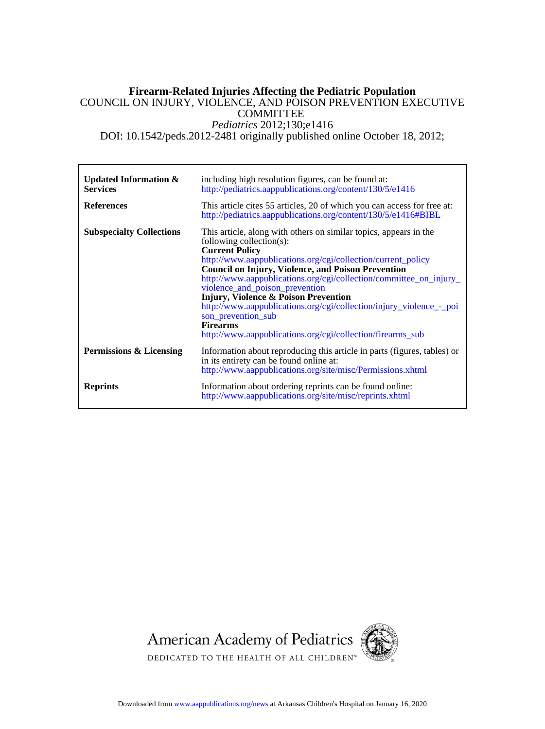# Firearm-Related Injuries Affecting the Pediatric Population

COUNCIL ON INJURY, VIOLENCE, AND POISON PREVENTION EXECUTIVE COMMITTEE

*Pediatrics* 2012;130;e1416

DOI: 10.1542/peds.2012-2481 originally published online October 18, 2012;

| | |
|---|---|
| **Updated Information & Services** | including high resolution figures, can be found at: http://pediatrics.aappublications.org/content/130/5/e1416 |
| **References** | This article cites 55 articles, 20 of which you can access for free at: http://pediatrics.aappublications.org/content/130/5/e1416#BIBL |
| **Subspecialty Collections** | This article, along with others on similar topics, appears in the following collection(s): **Current Policy** http://www.aappublications.org/cgi/collection/current_policy **Council on Injury, Violence, and Poison Prevention** http://www.aappublications.org/cgi/collection/committee_on_injury_violence_and_poison_prevention **Injury, Violence & Poison Prevention** http://www.aappublications.org/cgi/collection/injury_violence_-_poison_prevention_sub **Firearms** http://www.aappublications.org/cgi/collection/firearms_sub |
| **Permissions & Licensing** | Information about reproducing this article in parts (figures, tables) or in its entirety can be found online at: http://www.aappublications.org/site/misc/Permissions.xhtml |
| **Reprints** | Information about ordering reprints can be found online: http://www.aappublications.org/site/misc/reprints.xhtml |

American Academy of Pediatrics

DEDICATED TO THE HEALTH OF ALL CHILDREN™

Downloaded from www.aappublications.org/news at Arkansas Children's Hospital on January 16, 2020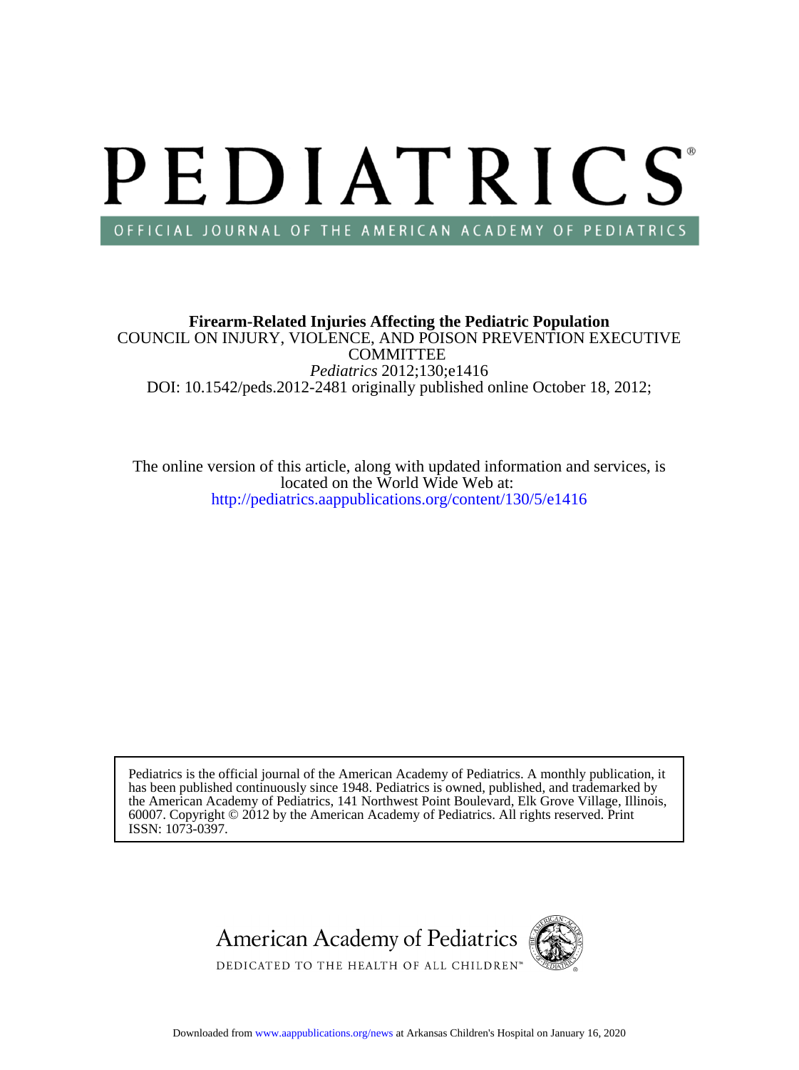# PEDIATRICS

OFFICIAL JOURNAL OF THE AMERICAN ACADEMY OF PEDIATRICS

**Firearm-Related Injuries Affecting the Pediatric Population**

COUNCIL ON INJURY, VIOLENCE, AND POISON PREVENTION EXECUTIVE COMMITTEE

*Pediatrics* 2012;130;e1416

DOI: 10.1542/peds.2012-2481 originally published online October 18, 2012;

The online version of this article, along with updated information and services, is located on the World Wide Web at:

http://pediatrics.aappublications.org/content/130/5/e1416

Pediatrics is the official journal of the American Academy of Pediatrics. A monthly publication, it has been published continuously since 1948. Pediatrics is owned, published, and trademarked by the American Academy of Pediatrics, 141 Northwest Point Boulevard, Elk Grove Village, Illinois, 60007. Copyright © 2012 by the American Academy of Pediatrics. All rights reserved. Print ISSN: 1073-0397.

American Academy of Pediatrics

DEDICATED TO THE HEALTH OF ALL CHILDREN™